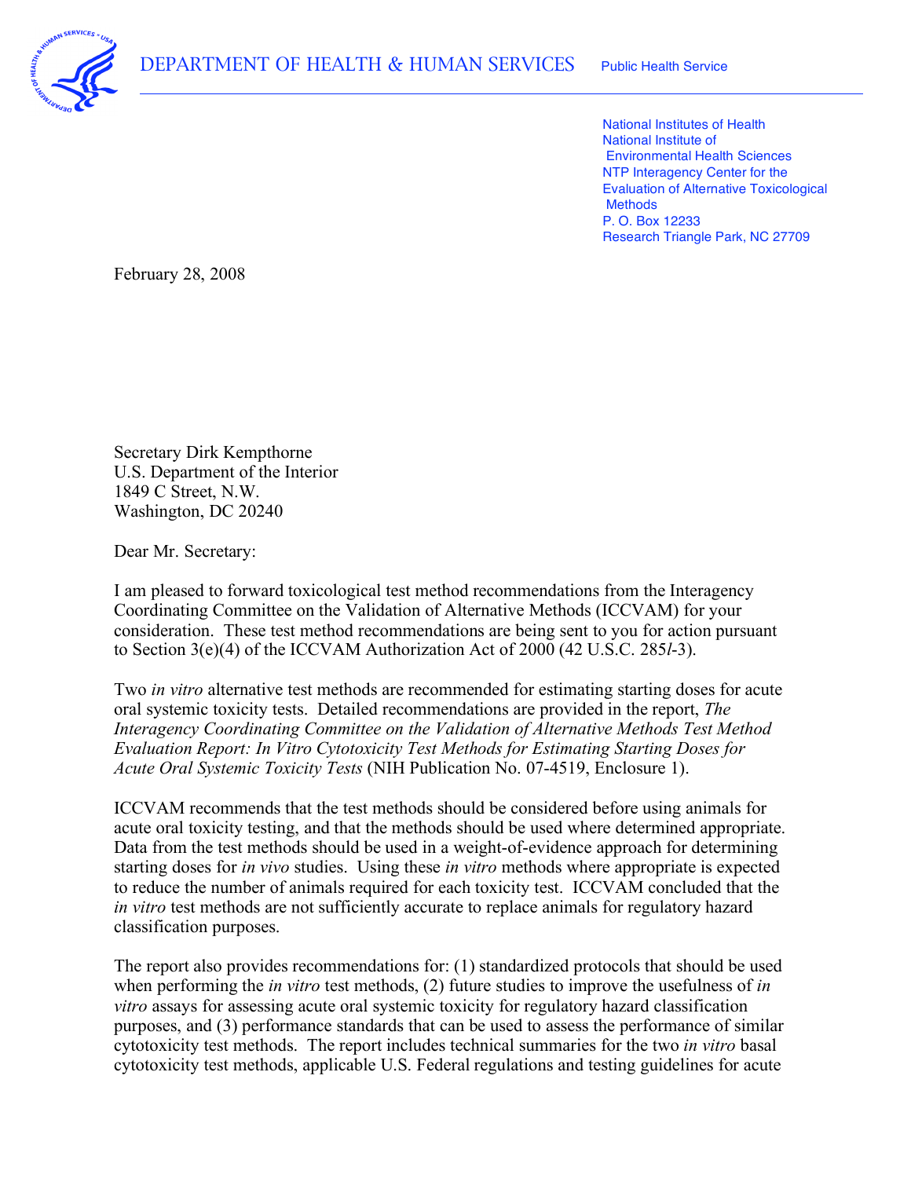DEPARTMENT OF HEALTH & HUMAN SERVICES    Public Health Service

National Institutes of Health
National Institute of
Environmental Health Sciences
NTP Interagency Center for the
Evaluation of Alternative Toxicological
Methods
P. O. Box 12233
Research Triangle Park, NC 27709

February 28, 2008

Secretary Dirk Kempthorne
U.S. Department of the Interior
1849 C Street, N.W.
Washington, DC 20240

Dear Mr. Secretary:

I am pleased to forward toxicological test method recommendations from the Interagency Coordinating Committee on the Validation of Alternative Methods (ICCVAM) for your consideration. These test method recommendations are being sent to you for action pursuant to Section 3(e)(4) of the ICCVAM Authorization Act of 2000 (42 U.S.C. 285*l*-3).

Two *in vitro* alternative test methods are recommended for estimating starting doses for acute oral systemic toxicity tests. Detailed recommendations are provided in the report, *The Interagency Coordinating Committee on the Validation of Alternative Methods Test Method Evaluation Report: In Vitro Cytotoxicity Test Methods for Estimating Starting Doses for Acute Oral Systemic Toxicity Tests* (NIH Publication No. 07-4519, Enclosure 1).

ICCVAM recommends that the test methods should be considered before using animals for acute oral toxicity testing, and that the methods should be used where determined appropriate. Data from the test methods should be used in a weight-of-evidence approach for determining starting doses for *in vivo* studies. Using these *in vitro* methods where appropriate is expected to reduce the number of animals required for each toxicity test. ICCVAM concluded that the *in vitro* test methods are not sufficiently accurate to replace animals for regulatory hazard classification purposes.

The report also provides recommendations for: (1) standardized protocols that should be used when performing the *in vitro* test methods, (2) future studies to improve the usefulness of *in vitro* assays for assessing acute oral systemic toxicity for regulatory hazard classification purposes, and (3) performance standards that can be used to assess the performance of similar cytotoxicity test methods. The report includes technical summaries for the two *in vitro* basal cytotoxicity test methods, applicable U.S. Federal regulations and testing guidelines for acute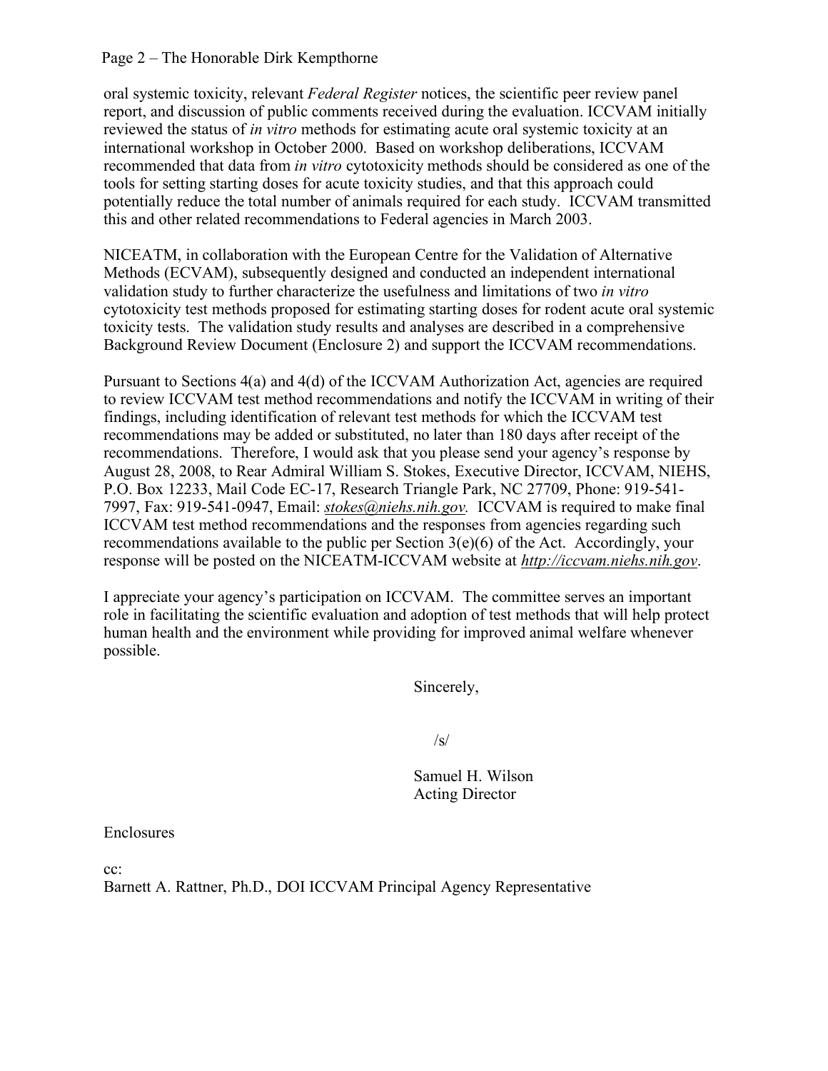oral systemic toxicity, relevant *Federal Register* notices, the scientific peer review panel report, and discussion of public comments received during the evaluation. ICCVAM initially reviewed the status of *in vitro* methods for estimating acute oral systemic toxicity at an international workshop in October 2000. Based on workshop deliberations, ICCVAM recommended that data from *in vitro* cytotoxicity methods should be considered as one of the tools for setting starting doses for acute toxicity studies, and that this approach could potentially reduce the total number of animals required for each study. ICCVAM transmitted this and other related recommendations to Federal agencies in March 2003.

NICEATM, in collaboration with the European Centre for the Validation of Alternative Methods (ECVAM), subsequently designed and conducted an independent international validation study to further characterize the usefulness and limitations of two *in vitro* cytotoxicity test methods proposed for estimating starting doses for rodent acute oral systemic toxicity tests. The validation study results and analyses are described in a comprehensive Background Review Document (Enclosure 2) and support the ICCVAM recommendations.

Pursuant to Sections 4(a) and 4(d) of the ICCVAM Authorization Act, agencies are required to review ICCVAM test method recommendations and notify the ICCVAM in writing of their findings, including identification of relevant test methods for which the ICCVAM test recommendations may be added or substituted, no later than 180 days after receipt of the recommendations. Therefore, I would ask that you please send your agency's response by August 28, 2008, to Rear Admiral William S. Stokes, Executive Director, ICCVAM, NIEHS, P.O. Box 12233, Mail Code EC-17, Research Triangle Park, NC 27709, Phone: 919-541-7997, Fax: 919-541-0947, Email: *stokes@niehs.nih.gov.* ICCVAM is required to make final ICCVAM test method recommendations and the responses from agencies regarding such recommendations available to the public per Section 3(e)(6) of the Act. Accordingly, your response will be posted on the NICEATM-ICCVAM website at *http://iccvam.niehs.nih.gov*.

I appreciate your agency's participation on ICCVAM. The committee serves an important role in facilitating the scientific evaluation and adoption of test methods that will help protect human health and the environment while providing for improved animal welfare whenever possible.

Sincerely,

/s/

Samuel H. Wilson
Acting Director

Enclosures

cc:
Barnett A. Rattner, Ph.D., DOI ICCVAM Principal Agency Representative